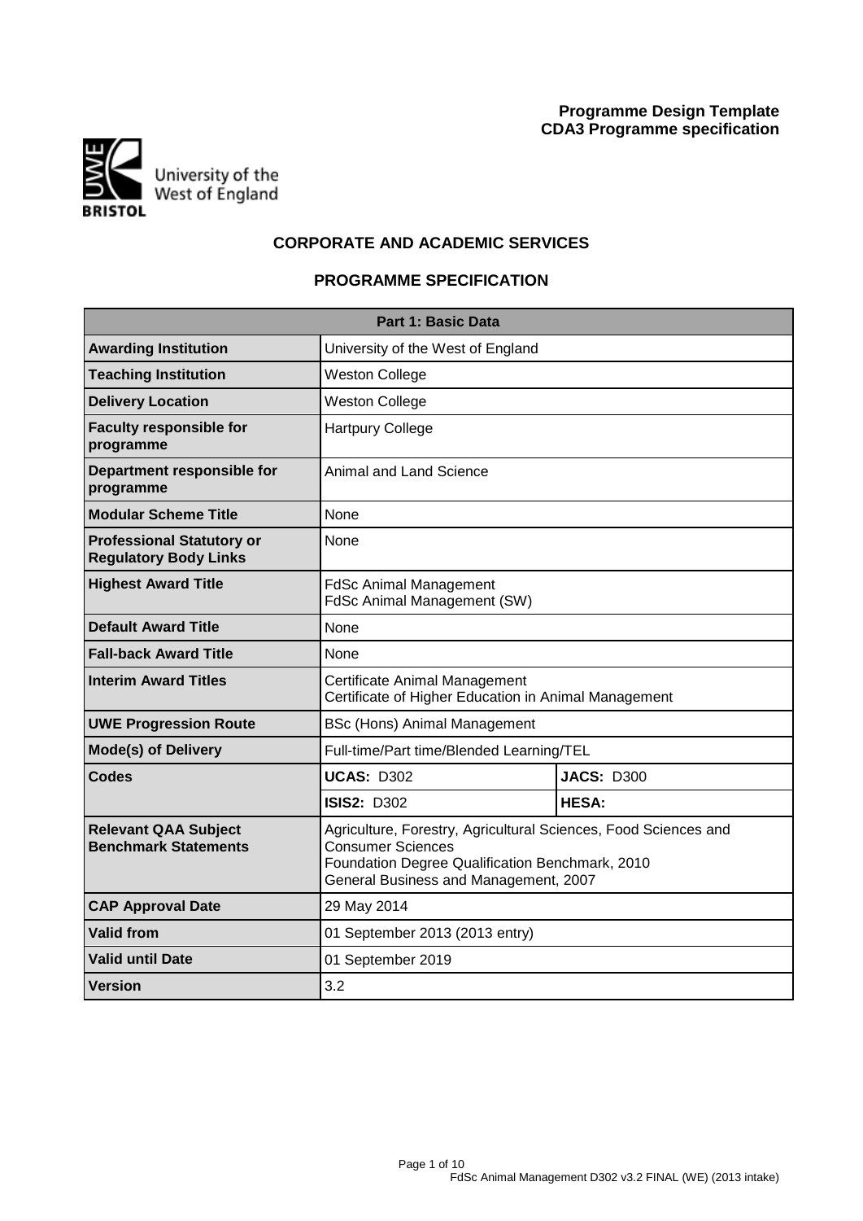**Programme Design Template**
**CDA3 Programme specification**

University of the West of England
BRISTOL

## CORPORATE AND ACADEMIC SERVICES

## PROGRAMME SPECIFICATION

| Part 1: Basic Data | | |
|---|---|---|
| **Awarding Institution** | University of the West of England | |
| **Teaching Institution** | Weston College | |
| **Delivery Location** | Weston College | |
| **Faculty responsible for programme** | Hartpury College | |
| **Department responsible for programme** | Animal and Land Science | |
| **Modular Scheme Title** | None | |
| **Professional Statutory or Regulatory Body Links** | None | |
| **Highest Award Title** | FdSc Animal Management<br>FdSc Animal Management (SW) | |
| **Default Award Title** | None | |
| **Fall-back Award Title** | None | |
| **Interim Award Titles** | Certificate Animal Management<br>Certificate of Higher Education in Animal Management | |
| **UWE Progression Route** | BSc (Hons) Animal Management | |
| **Mode(s) of Delivery** | Full-time/Part time/Blended Learning/TEL | |
| **Codes** | **UCAS:** D302 | **JACS:** D300 |
| | **ISIS2:** D302 | **HESA:** |
| **Relevant QAA Subject Benchmark Statements** | Agriculture, Forestry, Agricultural Sciences, Food Sciences and Consumer Sciences<br>Foundation Degree Qualification Benchmark, 2010<br>General Business and Management, 2007 | |
| **CAP Approval Date** | 29 May 2014 | |
| **Valid from** | 01 September 2013 (2013 entry) | |
| **Valid until Date** | 01 September 2019 | |
| **Version** | 3.2 | |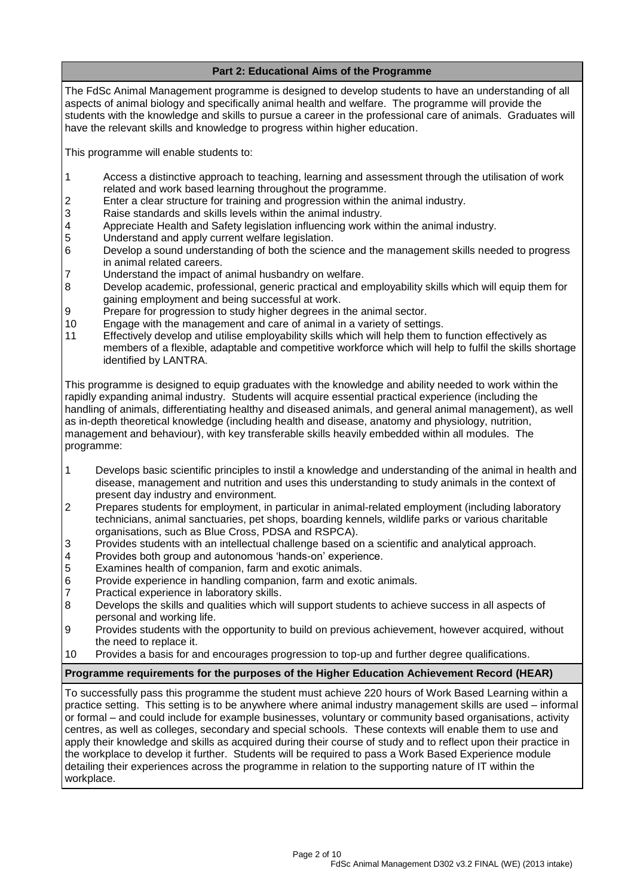## Part 2: Educational Aims of the Programme

The FdSc Animal Management programme is designed to develop students to have an understanding of all aspects of animal biology and specifically animal health and welfare. The programme will provide the students with the knowledge and skills to pursue a career in the professional care of animals. Graduates will have the relevant skills and knowledge to progress within higher education.

This programme will enable students to:

1. Access a distinctive approach to teaching, learning and assessment through the utilisation of work related and work based learning throughout the programme.
2. Enter a clear structure for training and progression within the animal industry.
3. Raise standards and skills levels within the animal industry.
4. Appreciate Health and Safety legislation influencing work within the animal industry.
5. Understand and apply current welfare legislation.
6. Develop a sound understanding of both the science and the management skills needed to progress in animal related careers.
7. Understand the impact of animal husbandry on welfare.
8. Develop academic, professional, generic practical and employability skills which will equip them for gaining employment and being successful at work.
9. Prepare for progression to study higher degrees in the animal sector.
10. Engage with the management and care of animal in a variety of settings.
11. Effectively develop and utilise employability skills which will help them to function effectively as members of a flexible, adaptable and competitive workforce which will help to fulfil the skills shortage identified by LANTRA.

This programme is designed to equip graduates with the knowledge and ability needed to work within the rapidly expanding animal industry. Students will acquire essential practical experience (including the handling of animals, differentiating healthy and diseased animals, and general animal management), as well as in-depth theoretical knowledge (including health and disease, anatomy and physiology, nutrition, management and behaviour), with key transferable skills heavily embedded within all modules. The programme:

1. Develops basic scientific principles to instil a knowledge and understanding of the animal in health and disease, management and nutrition and uses this understanding to study animals in the context of present day industry and environment.
2. Prepares students for employment, in particular in animal-related employment (including laboratory technicians, animal sanctuaries, pet shops, boarding kennels, wildlife parks or various charitable organisations, such as Blue Cross, PDSA and RSPCA).
3. Provides students with an intellectual challenge based on a scientific and analytical approach.
4. Provides both group and autonomous 'hands-on' experience.
5. Examines health of companion, farm and exotic animals.
6. Provide experience in handling companion, farm and exotic animals.
7. Practical experience in laboratory skills.
8. Develops the skills and qualities which will support students to achieve success in all aspects of personal and working life.
9. Provides students with the opportunity to build on previous achievement, however acquired, without the need to replace it.
10. Provides a basis for and encourages progression to top-up and further degree qualifications.

### Programme requirements for the purposes of the Higher Education Achievement Record (HEAR)

To successfully pass this programme the student must achieve 220 hours of Work Based Learning within a practice setting. This setting is to be anywhere where animal industry management skills are used – informal or formal – and could include for example businesses, voluntary or community based organisations, activity centres, as well as colleges, secondary and special schools. These contexts will enable them to use and apply their knowledge and skills as acquired during their course of study and to reflect upon their practice in the workplace to develop it further. Students will be required to pass a Work Based Experience module detailing their experiences across the programme in relation to the supporting nature of IT within the workplace.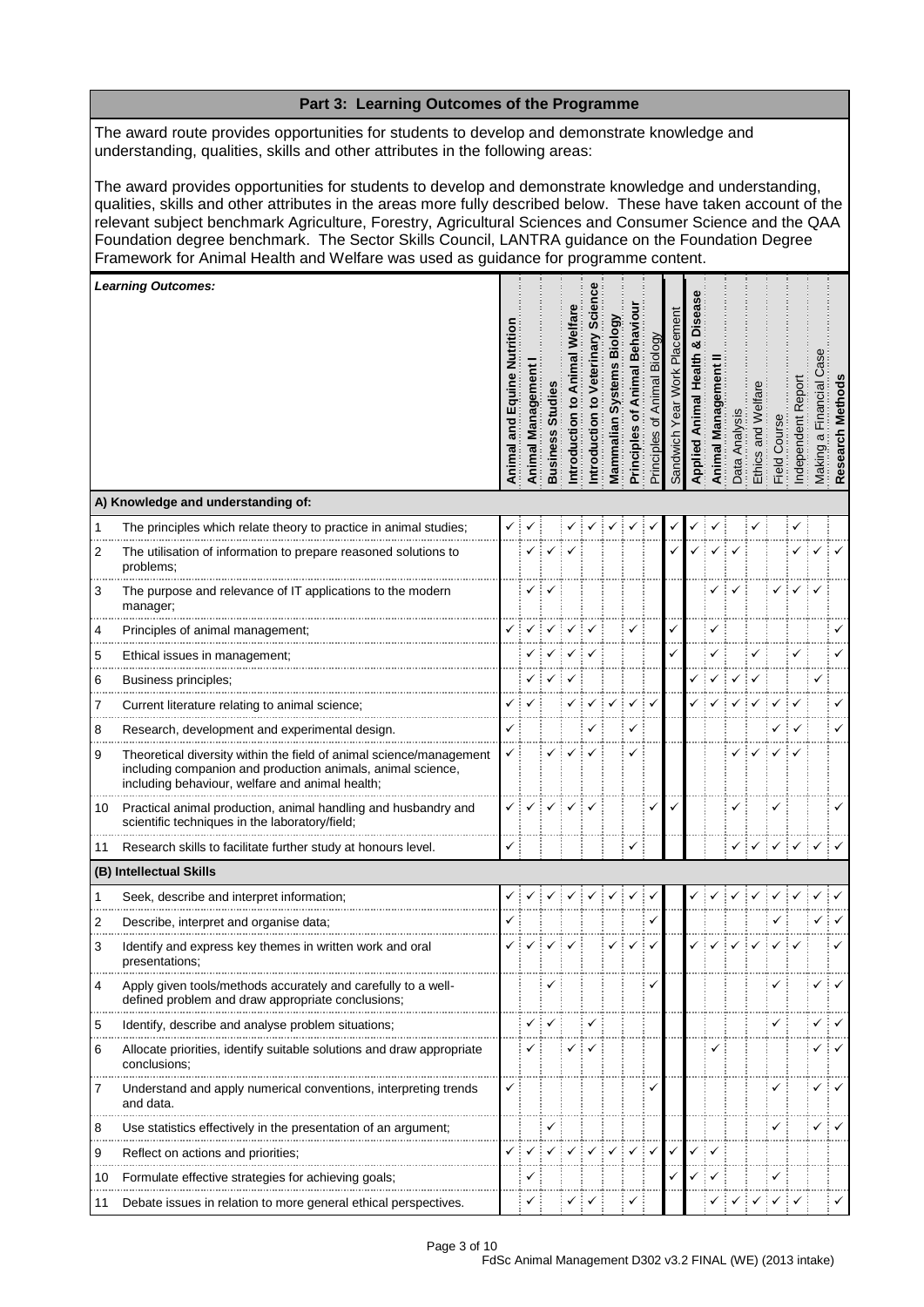## Part 3: Learning Outcomes of the Programme

The award route provides opportunities for students to develop and demonstrate knowledge and understanding, qualities, skills and other attributes in the following areas:

The award provides opportunities for students to develop and demonstrate knowledge and understanding, qualities, skills and other attributes in the areas more fully described below. These have taken account of the relevant subject benchmark Agriculture, Forestry, Agricultural Sciences and Consumer Science and the QAA Foundation degree benchmark. The Sector Skills Council, LANTRA guidance on the Foundation Degree Framework for Animal Health and Welfare was used as guidance for programme content.

| *Learning Outcomes:* | Animal and Equine Nutrition | Animal Management I | Business Studies | Introduction to Animal Welfare | Introduction to Veterinary Science | Mammalian Systems Biology | Principles of Animal Behaviour | Principles of Animal Biology | Sandwich Year Work Placement | Applied Animal Health & Disease | Animal Management II | Data Analysis | Ethics and Welfare | Field Course | Independent Report | Making a Financial Case | Research Methods |
|---|---|---|---|---|---|---|---|---|---|---|---|---|---|---|---|---|---|
| **A) Knowledge and understanding of:** | | | | | | | | | | | | | | | | | |
| 1 The principles which relate theory to practice in animal studies; | ✓ | ✓ | | ✓ | ✓ | ✓ | ✓ | ✓ | ✓ | ✓ | ✓ | | ✓ | | ✓ | | |
| 2 The utilisation of information to prepare reasoned solutions to problems; | | ✓ | ✓ | ✓ | | | | | ✓ | ✓ | ✓ | ✓ | | | ✓ | ✓ | ✓ |
| 3 The purpose and relevance of IT applications to the modern manager; | | ✓ | ✓ | | | | | | | | ✓ | ✓ | | ✓ | ✓ | ✓ | |
| 4 Principles of animal management; | ✓ | ✓ | ✓ | ✓ | ✓ | | ✓ | | ✓ | | ✓ | | | | | | ✓ |
| 5 Ethical issues in management; | | ✓ | ✓ | ✓ | ✓ | | | | ✓ | | ✓ | | ✓ | | ✓ | | ✓ |
| 6 Business principles; | | ✓ | ✓ | ✓ | | | | | | ✓ | ✓ | ✓ | ✓ | | | ✓ | |
| 7 Current literature relating to animal science; | ✓ | ✓ | | ✓ | ✓ | ✓ | ✓ | ✓ | | ✓ | ✓ | ✓ | ✓ | ✓ | ✓ | | ✓ |
| 8 Research, development and experimental design. | ✓ | | | | ✓ | | ✓ | | | | | | | ✓ | ✓ | | ✓ |
| 9 Theoretical diversity within the field of animal science/management including companion and production animals, animal science, including behaviour, welfare and animal health; | ✓ | | ✓ | ✓ | ✓ | | ✓ | | | | | ✓ | ✓ | ✓ | ✓ | | |
| 10 Practical animal production, animal handling and husbandry and scientific techniques in the laboratory/field; | ✓ | ✓ | ✓ | ✓ | ✓ | | | ✓ | ✓ | | | ✓ | | ✓ | | | ✓ |
| 11 Research skills to facilitate further study at honours level. | ✓ | | | | | | ✓ | | | | | ✓ | ✓ | ✓ | ✓ | ✓ | ✓ |
| **(B) Intellectual Skills** | | | | | | | | | | | | | | | | | |
| 1 Seek, describe and interpret information; | ✓ | ✓ | ✓ | ✓ | ✓ | ✓ | ✓ | ✓ | | ✓ | ✓ | ✓ | ✓ | ✓ | ✓ | ✓ | ✓ |
| 2 Describe, interpret and organise data; | ✓ | | | | | | | ✓ | | | | | | ✓ | | ✓ | ✓ |
| 3 Identify and express key themes in written work and oral presentations; | ✓ | ✓ | ✓ | ✓ | | ✓ | ✓ | ✓ | | ✓ | ✓ | ✓ | ✓ | ✓ | ✓ | | ✓ |
| 4 Apply given tools/methods accurately and carefully to a well-defined problem and draw appropriate conclusions; | | | ✓ | | | | | ✓ | | | | | | ✓ | | ✓ | ✓ |
| 5 Identify, describe and analyse problem situations; | | ✓ | ✓ | | ✓ | | | | | | | | | ✓ | | ✓ | ✓ |
| 6 Allocate priorities, identify suitable solutions and draw appropriate conclusions; | | ✓ | | ✓ | ✓ | | | | | | ✓ | | | | | ✓ | ✓ |
| 7 Understand and apply numerical conventions, interpreting trends and data. | ✓ | | | | | | | ✓ | | | | | | ✓ | | ✓ | ✓ |
| 8 Use statistics effectively in the presentation of an argument; | | | ✓ | | | | | | | | | | | ✓ | | ✓ | ✓ |
| 9 Reflect on actions and priorities; | ✓ | ✓ | ✓ | ✓ | ✓ | ✓ | ✓ | ✓ | ✓ | ✓ | ✓ | | | | | | |
| 10 Formulate effective strategies for achieving goals; | | ✓ | | | | | | | ✓ | ✓ | ✓ | | | ✓ | | | |
| 11 Debate issues in relation to more general ethical perspectives. | | ✓ | | ✓ | ✓ | | ✓ | | | | ✓ | ✓ | ✓ | ✓ | ✓ | | ✓ |

FdSc Animal Management D302 v3.2 FINAL (WE) (2013 intake)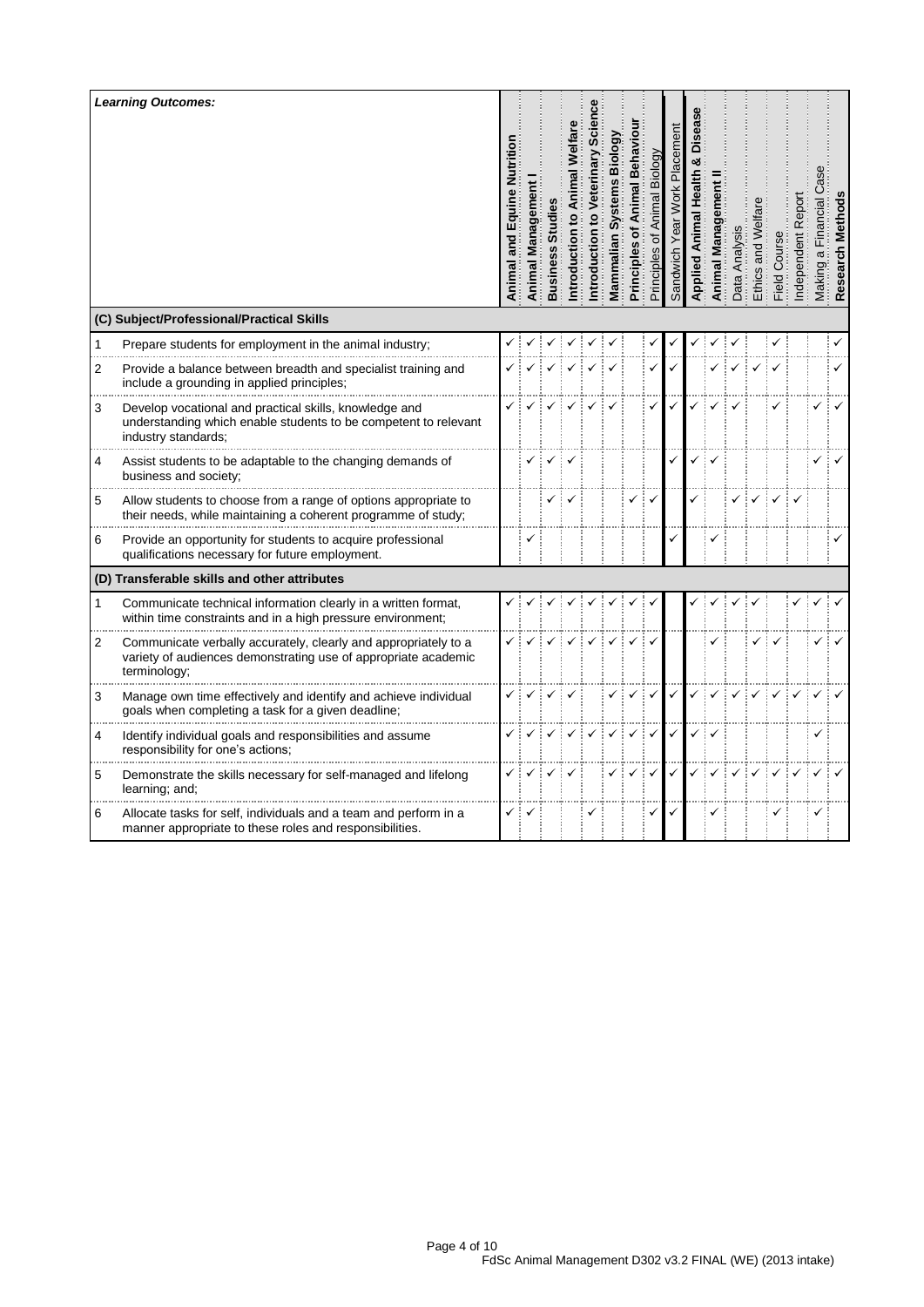| | Learning Outcomes: | Animal and Equine Nutrition | Animal Management I | Business Studies | Introduction to Animal Welfare | Introduction to Veterinary Science | Mammalian Systems Biology | Principles of Animal Behaviour | Principles of Animal Biology | Sandwich Year Work Placement | Applied Animal Health & Disease | Animal Management II | Data Analysis | Ethics and Welfare | Field Course | Independent Report | Making a Financial Case | Research Methods |
|---|---|---|---|---|---|---|---|---|---|---|---|---|---|---|---|---|---|---|
| **(C) Subject/Professional/Practical Skills** | | | | | | | | | | | | | | | | | | |
| 1 | Prepare students for employment in the animal industry; | ✓ | ✓ | ✓ | ✓ | ✓ | ✓ | | ✓ | ✓ | ✓ | ✓ | ✓ | | ✓ | | | ✓ |
| 2 | Provide a balance between breadth and specialist training and include a grounding in applied principles; | ✓ | ✓ | ✓ | ✓ | ✓ | ✓ | | ✓ | ✓ | | ✓ | ✓ | ✓ | ✓ | | | ✓ |
| 3 | Develop vocational and practical skills, knowledge and understanding which enable students to be competent to relevant industry standards; | ✓ | ✓ | ✓ | ✓ | ✓ | ✓ | | ✓ | ✓ | ✓ | ✓ | ✓ | | ✓ | | ✓ | ✓ |
| 4 | Assist students to be adaptable to the changing demands of business and society; | | ✓ | ✓ | ✓ | | | | | ✓ | ✓ | ✓ | | | | | ✓ | ✓ |
| 5 | Allow students to choose from a range of options appropriate to their needs, while maintaining a coherent programme of study; | | | ✓ | ✓ | | | ✓ | ✓ | | ✓ | | ✓ | ✓ | ✓ | ✓ | | |
| 6 | Provide an opportunity for students to acquire professional qualifications necessary for future employment. | | ✓ | | | | | | | ✓ | | ✓ | | | | | | ✓ |
| **(D) Transferable skills and other attributes** | | | | | | | | | | | | | | | | | | |
| 1 | Communicate technical information clearly in a written format, within time constraints and in a high pressure environment; | ✓ | ✓ | ✓ | ✓ | ✓ | ✓ | ✓ | ✓ | | ✓ | ✓ | ✓ | ✓ | | ✓ | ✓ | ✓ |
| 2 | Communicate verbally accurately, clearly and appropriately to a variety of audiences demonstrating use of appropriate academic terminology; | ✓ | ✓ | ✓ | ✓ | ✓ | ✓ | ✓ | ✓ | | | ✓ | | ✓ | ✓ | | ✓ | ✓ |
| 3 | Manage own time effectively and identify and achieve individual goals when completing a task for a given deadline; | ✓ | ✓ | ✓ | ✓ | | ✓ | ✓ | ✓ | ✓ | ✓ | ✓ | ✓ | ✓ | ✓ | ✓ | ✓ | ✓ |
| 4 | Identify individual goals and responsibilities and assume responsibility for one's actions; | ✓ | ✓ | ✓ | ✓ | ✓ | ✓ | ✓ | ✓ | ✓ | ✓ | ✓ | | | | | ✓ | |
| 5 | Demonstrate the skills necessary for self-managed and lifelong learning; and; | ✓ | ✓ | ✓ | ✓ | | ✓ | ✓ | ✓ | ✓ | ✓ | ✓ | ✓ | ✓ | ✓ | ✓ | ✓ | ✓ |
| 6 | Allocate tasks for self, individuals and a team and perform in a manner appropriate to these roles and responsibilities. | ✓ | ✓ | | | ✓ | | | ✓ | ✓ | | ✓ | | | ✓ | | ✓ | |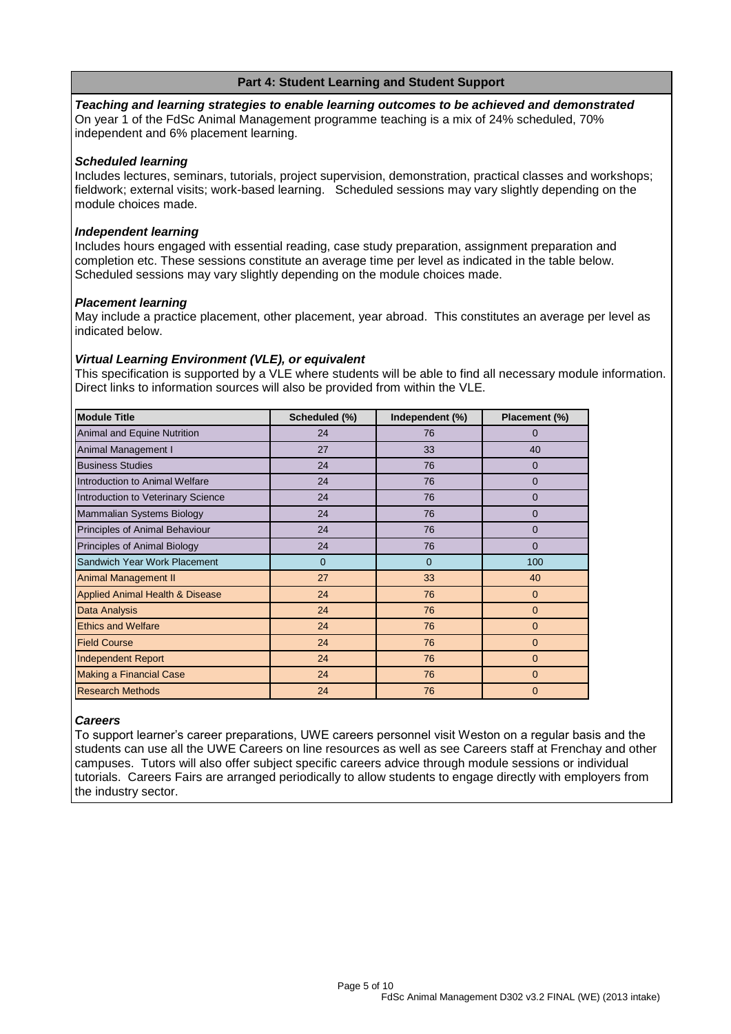## Part 4: Student Learning and Student Support

***Teaching and learning strategies to enable learning outcomes to be achieved and demonstrated***

On year 1 of the FdSc Animal Management programme teaching is a mix of 24% scheduled, 70% independent and 6% placement learning.

***Scheduled learning***

Includes lectures, seminars, tutorials, project supervision, demonstration, practical classes and workshops; fieldwork; external visits; work-based learning. Scheduled sessions may vary slightly depending on the module choices made.

***Independent learning***

Includes hours engaged with essential reading, case study preparation, assignment preparation and completion etc. These sessions constitute an average time per level as indicated in the table below. Scheduled sessions may vary slightly depending on the module choices made.

***Placement learning***

May include a practice placement, other placement, year abroad. This constitutes an average per level as indicated below.

***Virtual Learning Environment (VLE), or equivalent***

This specification is supported by a VLE where students will be able to find all necessary module information. Direct links to information sources will also be provided from within the VLE.

| Module Title | Scheduled (%) | Independent (%) | Placement (%) |
|---|---|---|---|
| Animal and Equine Nutrition | 24 | 76 | 0 |
| Animal Management I | 27 | 33 | 40 |
| Business Studies | 24 | 76 | 0 |
| Introduction to Animal Welfare | 24 | 76 | 0 |
| Introduction to Veterinary Science | 24 | 76 | 0 |
| Mammalian Systems Biology | 24 | 76 | 0 |
| Principles of Animal Behaviour | 24 | 76 | 0 |
| Principles of Animal Biology | 24 | 76 | 0 |
| Sandwich Year Work Placement | 0 | 0 | 100 |
| Animal Management II | 27 | 33 | 40 |
| Applied Animal Health & Disease | 24 | 76 | 0 |
| Data Analysis | 24 | 76 | 0 |
| Ethics and Welfare | 24 | 76 | 0 |
| Field Course | 24 | 76 | 0 |
| Independent Report | 24 | 76 | 0 |
| Making a Financial Case | 24 | 76 | 0 |
| Research Methods | 24 | 76 | 0 |

***Careers***

To support learner's career preparations, UWE careers personnel visit Weston on a regular basis and the students can use all the UWE Careers on line resources as well as see Careers staff at Frenchay and other campuses. Tutors will also offer subject specific careers advice through module sessions or individual tutorials. Careers Fairs are arranged periodically to allow students to engage directly with employers from the industry sector.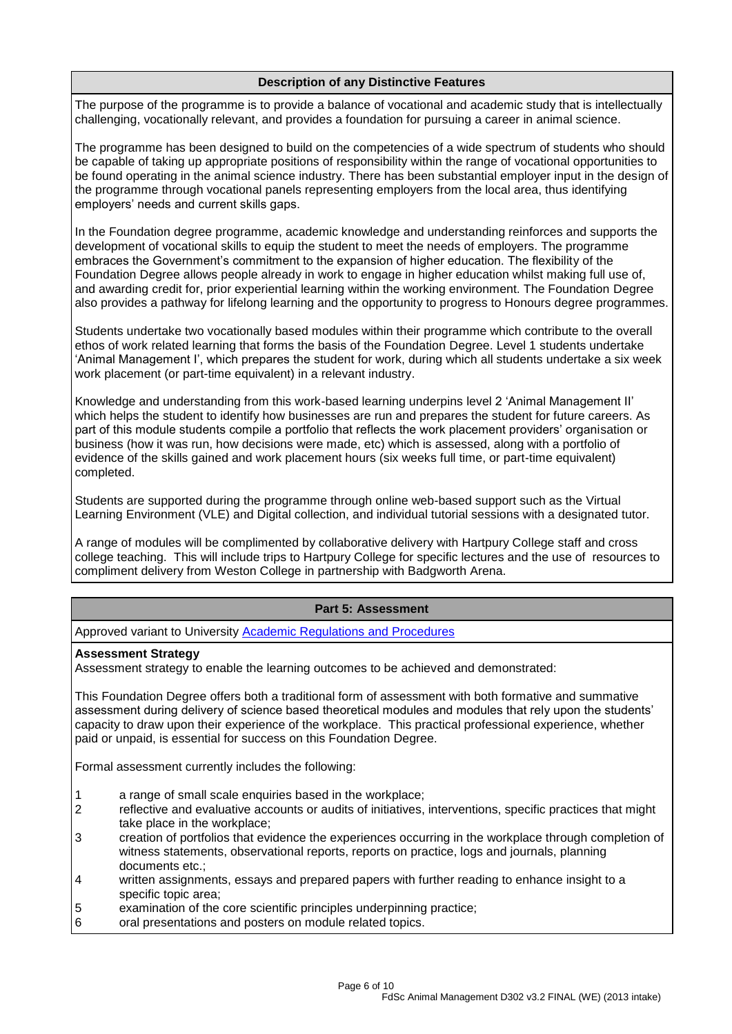### Description of any Distinctive Features

The purpose of the programme is to provide a balance of vocational and academic study that is intellectually challenging, vocationally relevant, and provides a foundation for pursuing a career in animal science.

The programme has been designed to build on the competencies of a wide spectrum of students who should be capable of taking up appropriate positions of responsibility within the range of vocational opportunities to be found operating in the animal science industry. There has been substantial employer input in the design of the programme through vocational panels representing employers from the local area, thus identifying employers' needs and current skills gaps.

In the Foundation degree programme, academic knowledge and understanding reinforces and supports the development of vocational skills to equip the student to meet the needs of employers. The programme embraces the Government's commitment to the expansion of higher education. The flexibility of the Foundation Degree allows people already in work to engage in higher education whilst making full use of, and awarding credit for, prior experiential learning within the working environment. The Foundation Degree also provides a pathway for lifelong learning and the opportunity to progress to Honours degree programmes.

Students undertake two vocationally based modules within their programme which contribute to the overall ethos of work related learning that forms the basis of the Foundation Degree. Level 1 students undertake 'Animal Management I', which prepares the student for work, during which all students undertake a six week work placement (or part-time equivalent) in a relevant industry.

Knowledge and understanding from this work-based learning underpins level 2 'Animal Management II' which helps the student to identify how businesses are run and prepares the student for future careers. As part of this module students compile a portfolio that reflects the work placement providers' organisation or business (how it was run, how decisions were made, etc) which is assessed, along with a portfolio of evidence of the skills gained and work placement hours (six weeks full time, or part-time equivalent) completed.

Students are supported during the programme through online web-based support such as the Virtual Learning Environment (VLE) and Digital collection, and individual tutorial sessions with a designated tutor.

A range of modules will be complimented by collaborative delivery with Hartpury College staff and cross college teaching. This will include trips to Hartpury College for specific lectures and the use of resources to compliment delivery from Weston College in partnership with Badgworth Arena.

## Part 5: Assessment

Approved variant to University Academic Regulations and Procedures

**Assessment Strategy**

Assessment strategy to enable the learning outcomes to be achieved and demonstrated:

This Foundation Degree offers both a traditional form of assessment with both formative and summative assessment during delivery of science based theoretical modules and modules that rely upon the students' capacity to draw upon their experience of the workplace. This practical professional experience, whether paid or unpaid, is essential for success on this Foundation Degree.

Formal assessment currently includes the following:

1. a range of small scale enquiries based in the workplace;
2. reflective and evaluative accounts or audits of initiatives, interventions, specific practices that might take place in the workplace;
3. creation of portfolios that evidence the experiences occurring in the workplace through completion of witness statements, observational reports, reports on practice, logs and journals, planning documents etc.;
4. written assignments, essays and prepared papers with further reading to enhance insight to a specific topic area;
5. examination of the core scientific principles underpinning practice;
6. oral presentations and posters on module related topics.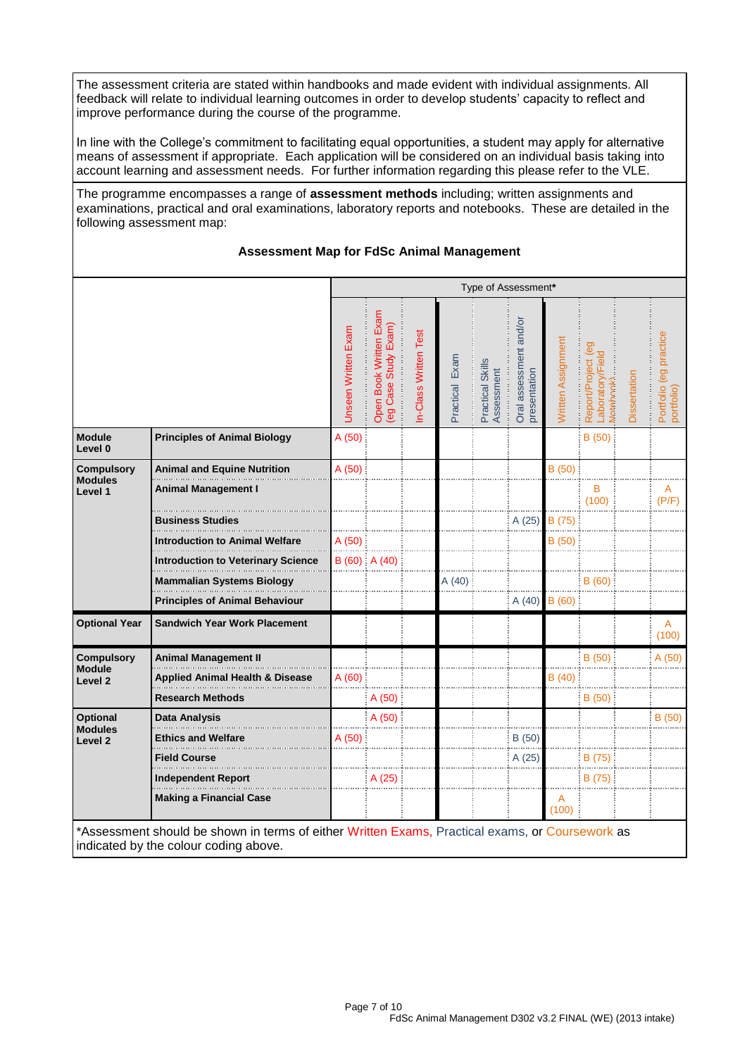The assessment criteria are stated within handbooks and made evident with individual assignments. All feedback will relate to individual learning outcomes in order to develop students' capacity to reflect and improve performance during the course of the programme.

In line with the College's commitment to facilitating equal opportunities, a student may apply for alternative means of assessment if appropriate. Each application will be considered on an individual basis taking into account learning and assessment needs. For further information regarding this please refer to the VLE.

The programme encompasses a range of **assessment methods** including; written assignments and examinations, practical and oral examinations, laboratory reports and notebooks. These are detailed in the following assessment map:

**Assessment Map for FdSc Animal Management**

| | | Type of Assessment* | | | | | | | | | |
|---|---|---|---|---|---|---|---|---|---|---|---|
| | | Unseen Written Exam | Open Book Written Exam (eg Case Study Exam) | In-Class Written Test | Practical Exam | Practical Skills Assessment | Oral assessment and/or presentation | Written Assignment | Report/Project (eg Laboratory/Field Notebook) | Dissertation | Portfolio (eg practice portfolio) |
| **Module Level 0** | **Principles of Animal Biology** | A (50) | | | | | | | B (50) | | |
| **Compulsory Modules Level 1** | **Animal and Equine Nutrition** | A (50) | | | | | | B (50) | | | |
| | **Animal Management I** | | | | | | | | B (100) | | A (P/F) |
| | **Business Studies** | | | | | | A (25) | B (75) | | | |
| | **Introduction to Animal Welfare** | A (50) | | | | | | B (50) | | | |
| | **Introduction to Veterinary Science** | B (60) | A (40) | | | | | | | | |
| | **Mammalian Systems Biology** | | | | A (40) | | | | B (60) | | |
| | **Principles of Animal Behaviour** | | | | | | A (40) | B (60) | | | |
| **Optional Year** | **Sandwich Year Work Placement** | | | | | | | | | | A (100) |
| **Compulsory Module Level 2** | **Animal Management II** | | | | | | | | B (50) | | A (50) |
| | **Applied Animal Health & Disease** | A (60) | | | | | | B (40) | | | |
| | **Research Methods** | | A (50) | | | | | | B (50) | | |
| **Optional Modules Level 2** | **Data Analysis** | | A (50) | | | | | | | | B (50) |
| | **Ethics and Welfare** | A (50) | | | | | B (50) | | | | |
| | **Field Course** | | | | | | A (25) | | B (75) | | |
| | **Independent Report** | | A (25) | | | | | | B (75) | | |
| | **Making a Financial Case** | | | | | | | A (100) | | | |

*Assessment should be shown in terms of either Written Exams, Practical exams, or Coursework as indicated by the colour coding above.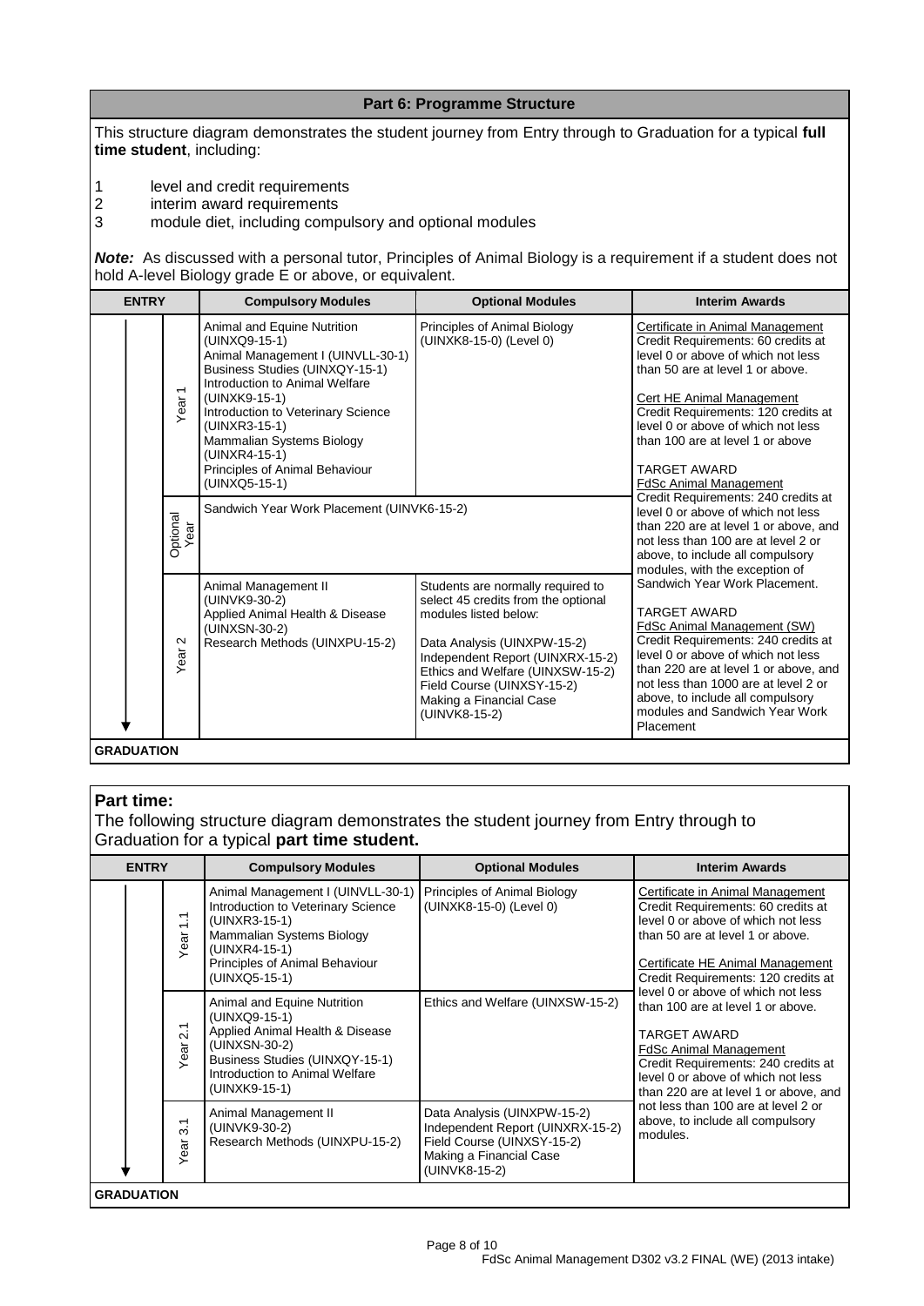## Part 6: Programme Structure

This structure diagram demonstrates the student journey from Entry through to Graduation for a typical **full time student**, including:

1. level and credit requirements
2. interim award requirements
3. module diet, including compulsory and optional modules

***Note:*** As discussed with a personal tutor, Principles of Animal Biology is a requirement if a student does not hold A-level Biology grade E or above, or equivalent.

| ENTRY | | Compulsory Modules | Optional Modules | Interim Awards |
|---|---|---|---|---|
| | Year 1 | Animal and Equine Nutrition (UINXQ9-15-1)<br>Animal Management I (UINVLL-30-1)<br>Business Studies (UINXQY-15-1)<br>Introduction to Animal Welfare (UINXK9-15-1)<br>Introduction to Veterinary Science (UINXR3-15-1)<br>Mammalian Systems Biology (UINXR4-15-1)<br>Principles of Animal Behaviour (UINXQ5-15-1) | Principles of Animal Biology (UINXK8-15-0) (Level 0) | Certificate in Animal Management<br>Credit Requirements: 60 credits at level 0 or above of which not less than 50 are at level 1 or above.<br><br>Cert HE Animal Management<br>Credit Requirements: 120 credits at level 0 or above of which not less than 100 are at level 1 or above<br><br>TARGET AWARD<br>FdSc Animal Management<br>Credit Requirements: 240 credits at level 0 or above of which not less than 220 are at level 1 or above, and not less than 100 are at level 2 or above, to include all compulsory modules, with the exception of Sandwich Year Work Placement.<br><br>TARGET AWARD<br>FdSc Animal Management (SW)<br>Credit Requirements: 240 credits at level 0 or above of which not less than 220 are at level 1 or above, and not less than 1000 are at level 2 or above, to include all compulsory modules and Sandwich Year Work Placement |
| | Optional Year | Sandwich Year Work Placement (UINVK6-15-2) | | |
| | Year 2 | Animal Management II (UINVK9-30-2)<br>Applied Animal Health & Disease (UINXSN-30-2)<br>Research Methods (UINXPU-15-2) | Students are normally required to select 45 credits from the optional modules listed below:<br><br>Data Analysis (UINXPW-15-2)<br>Independent Report (UINXRX-15-2)<br>Ethics and Welfare (UINXSW-15-2)<br>Field Course (UINXSY-15-2)<br>Making a Financial Case (UINVK8-15-2) | |
| GRADUATION | | | | |

## Part time:

The following structure diagram demonstrates the student journey from Entry through to Graduation for a typical **part time student.**

| ENTRY | | Compulsory Modules | Optional Modules | Interim Awards |
|---|---|---|---|---|
| | Year 1.1 | Animal Management I (UINVLL-30-1)<br>Introduction to Veterinary Science (UINXR3-15-1)<br>Mammalian Systems Biology (UINXR4-15-1)<br>Principles of Animal Behaviour (UINXQ5-15-1) | Principles of Animal Biology (UINXK8-15-0) (Level 0) | Certificate in Animal Management<br>Credit Requirements: 60 credits at level 0 or above of which not less than 50 are at level 1 or above.<br><br>Certificate HE Animal Management<br>Credit Requirements: 120 credits at level 0 or above of which not less than 100 are at level 1 or above.<br><br>TARGET AWARD<br>FdSc Animal Management<br>Credit Requirements: 240 credits at level 0 or above of which not less than 220 are at level 1 or above, and not less than 100 are at level 2 or above, to include all compulsory modules. |
| | Year 2.1 | Animal and Equine Nutrition (UINXQ9-15-1)<br>Applied Animal Health & Disease (UINXSN-30-2)<br>Business Studies (UINXQY-15-1)<br>Introduction to Animal Welfare (UINXK9-15-1) | Ethics and Welfare (UINXSW-15-2) | |
| | Year 3.1 | Animal Management II (UINVK9-30-2)<br>Research Methods (UINXPU-15-2) | Data Analysis (UINXPW-15-2)<br>Independent Report (UINXRX-15-2)<br>Field Course (UINXSY-15-2)<br>Making a Financial Case (UINVK8-15-2) | |
| GRADUATION | | | | |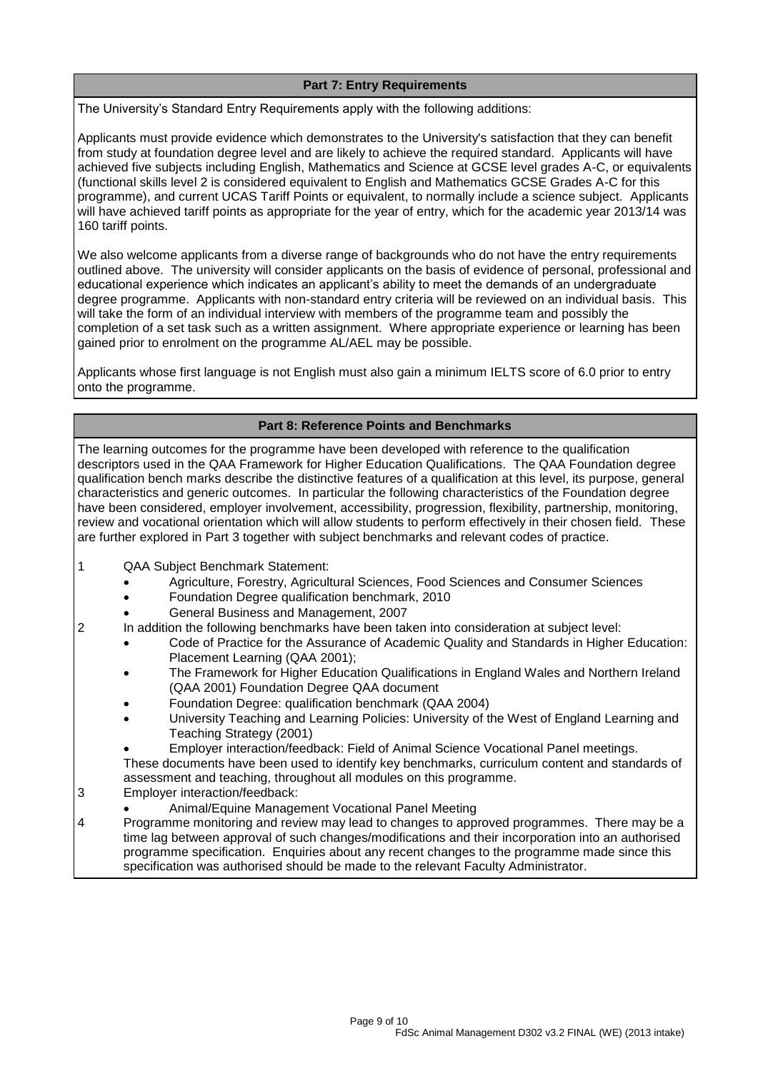## Part 7: Entry Requirements

The University's Standard Entry Requirements apply with the following additions:

Applicants must provide evidence which demonstrates to the University's satisfaction that they can benefit from study at foundation degree level and are likely to achieve the required standard. Applicants will have achieved five subjects including English, Mathematics and Science at GCSE level grades A-C, or equivalents (functional skills level 2 is considered equivalent to English and Mathematics GCSE Grades A-C for this programme), and current UCAS Tariff Points or equivalent, to normally include a science subject. Applicants will have achieved tariff points as appropriate for the year of entry, which for the academic year 2013/14 was 160 tariff points.

We also welcome applicants from a diverse range of backgrounds who do not have the entry requirements outlined above. The university will consider applicants on the basis of evidence of personal, professional and educational experience which indicates an applicant's ability to meet the demands of an undergraduate degree programme. Applicants with non-standard entry criteria will be reviewed on an individual basis. This will take the form of an individual interview with members of the programme team and possibly the completion of a set task such as a written assignment. Where appropriate experience or learning has been gained prior to enrolment on the programme AL/AEL may be possible.

Applicants whose first language is not English must also gain a minimum IELTS score of 6.0 prior to entry onto the programme.

## Part 8: Reference Points and Benchmarks

The learning outcomes for the programme have been developed with reference to the qualification descriptors used in the QAA Framework for Higher Education Qualifications. The QAA Foundation degree qualification bench marks describe the distinctive features of a qualification at this level, its purpose, general characteristics and generic outcomes. In particular the following characteristics of the Foundation degree have been considered, employer involvement, accessibility, progression, flexibility, partnership, monitoring, review and vocational orientation which will allow students to perform effectively in their chosen field. These are further explored in Part 3 together with subject benchmarks and relevant codes of practice.

1. QAA Subject Benchmark Statement:
   - Agriculture, Forestry, Agricultural Sciences, Food Sciences and Consumer Sciences
   - Foundation Degree qualification benchmark, 2010
   - General Business and Management, 2007
2. In addition the following benchmarks have been taken into consideration at subject level:
   - Code of Practice for the Assurance of Academic Quality and Standards in Higher Education: Placement Learning (QAA 2001);
   - The Framework for Higher Education Qualifications in England Wales and Northern Ireland (QAA 2001) Foundation Degree QAA document
   - Foundation Degree: qualification benchmark (QAA 2004)
   - University Teaching and Learning Policies: University of the West of England Learning and Teaching Strategy (2001)
   - Employer interaction/feedback: Field of Animal Science Vocational Panel meetings.

   These documents have been used to identify key benchmarks, curriculum content and standards of assessment and teaching, throughout all modules on this programme.
3. Employer interaction/feedback:
   - Animal/Equine Management Vocational Panel Meeting
4. Programme monitoring and review may lead to changes to approved programmes. There may be a time lag between approval of such changes/modifications and their incorporation into an authorised programme specification. Enquiries about any recent changes to the programme made since this specification was authorised should be made to the relevant Faculty Administrator.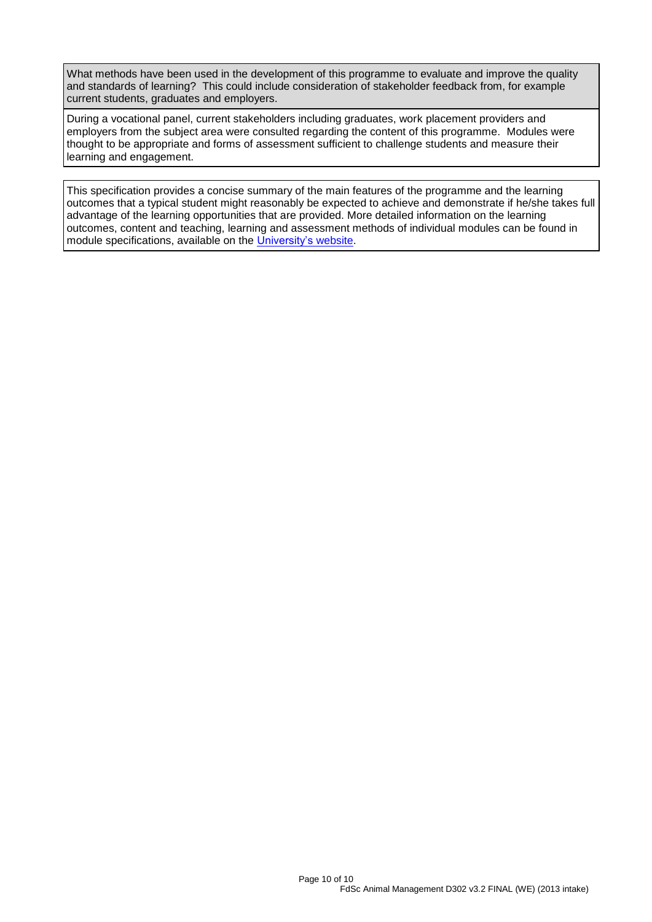| What methods have been used in the development of this programme to evaluate and improve the quality and standards of learning? This could include consideration of stakeholder feedback from, for example current students, graduates and employers. |
| --- |
| During a vocational panel, current stakeholders including graduates, work placement providers and employers from the subject area were consulted regarding the content of this programme. Modules were thought to be appropriate and forms of assessment sufficient to challenge students and measure their learning and engagement. |

This specification provides a concise summary of the main features of the programme and the learning outcomes that a typical student might reasonably be expected to achieve and demonstrate if he/she takes full advantage of the learning opportunities that are provided. More detailed information on the learning outcomes, content and teaching, learning and assessment methods of individual modules can be found in module specifications, available on the University's website.